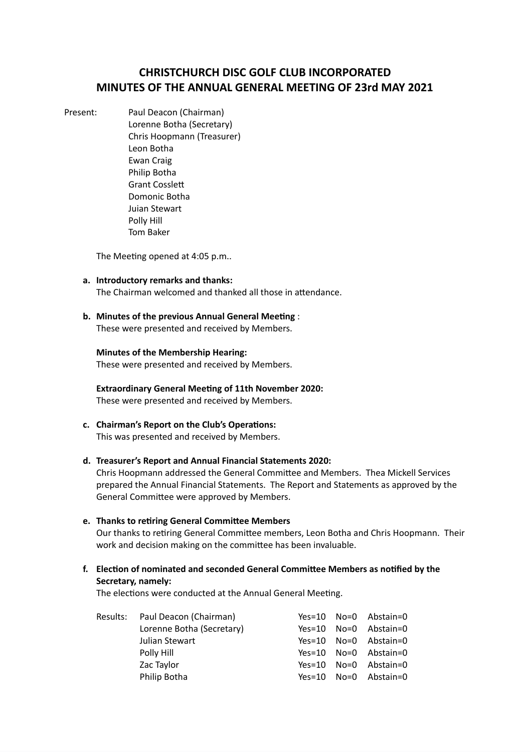# CHRISTCHURCH DISC GOLF CLUB INCORPORATED
# MINUTES OF THE ANNUAL GENERAL MEETING OF 23rd MAY 2021

Present:
Paul Deacon (Chairman)
Lorenne Botha (Secretary)
Chris Hoopmann (Treasurer)
Leon Botha
Ewan Craig
Philip Botha
Grant Cosslett
Domonic Botha
Juian Stewart
Polly Hill
Tom Baker

The Meeting opened at 4:05 p.m..

**a. Introductory remarks and thanks:**
The Chairman welcomed and thanked all those in attendance.

**b. Minutes of the previous Annual General Meeting** :
These were presented and received by Members.

**Minutes of the Membership Hearing:**
These were presented and received by Members.

**Extraordinary General Meeting of 11th November 2020:**
These were presented and received by Members.

**c. Chairman's Report on the Club's Operations:**
This was presented and received by Members.

**d. Treasurer's Report and Annual Financial Statements 2020:**
Chris Hoopmann addressed the General Committee and Members. Thea Mickell Services prepared the Annual Financial Statements. The Report and Statements as approved by the General Committee were approved by Members.

**e. Thanks to retiring General Committee Members**
Our thanks to retiring General Committee members, Leon Botha and Chris Hoopmann. Their work and decision making on the committee has been invaluable.

**f. Election of nominated and seconded General Committee Members as notified by the Secretary, namely:**
The elections were conducted at the Annual General Meeting.

| Results: | | | | |
|---|---|---|---|---|
| | Paul Deacon (Chairman) | Yes=10 | No=0 | Abstain=0 |
| | Lorenne Botha (Secretary) | Yes=10 | No=0 | Abstain=0 |
| | Julian Stewart | Yes=10 | No=0 | Abstain=0 |
| | Polly Hill | Yes=10 | No=0 | Abstain=0 |
| | Zac Taylor | Yes=10 | No=0 | Abstain=0 |
| | Philip Botha | Yes=10 | No=0 | Abstain=0 |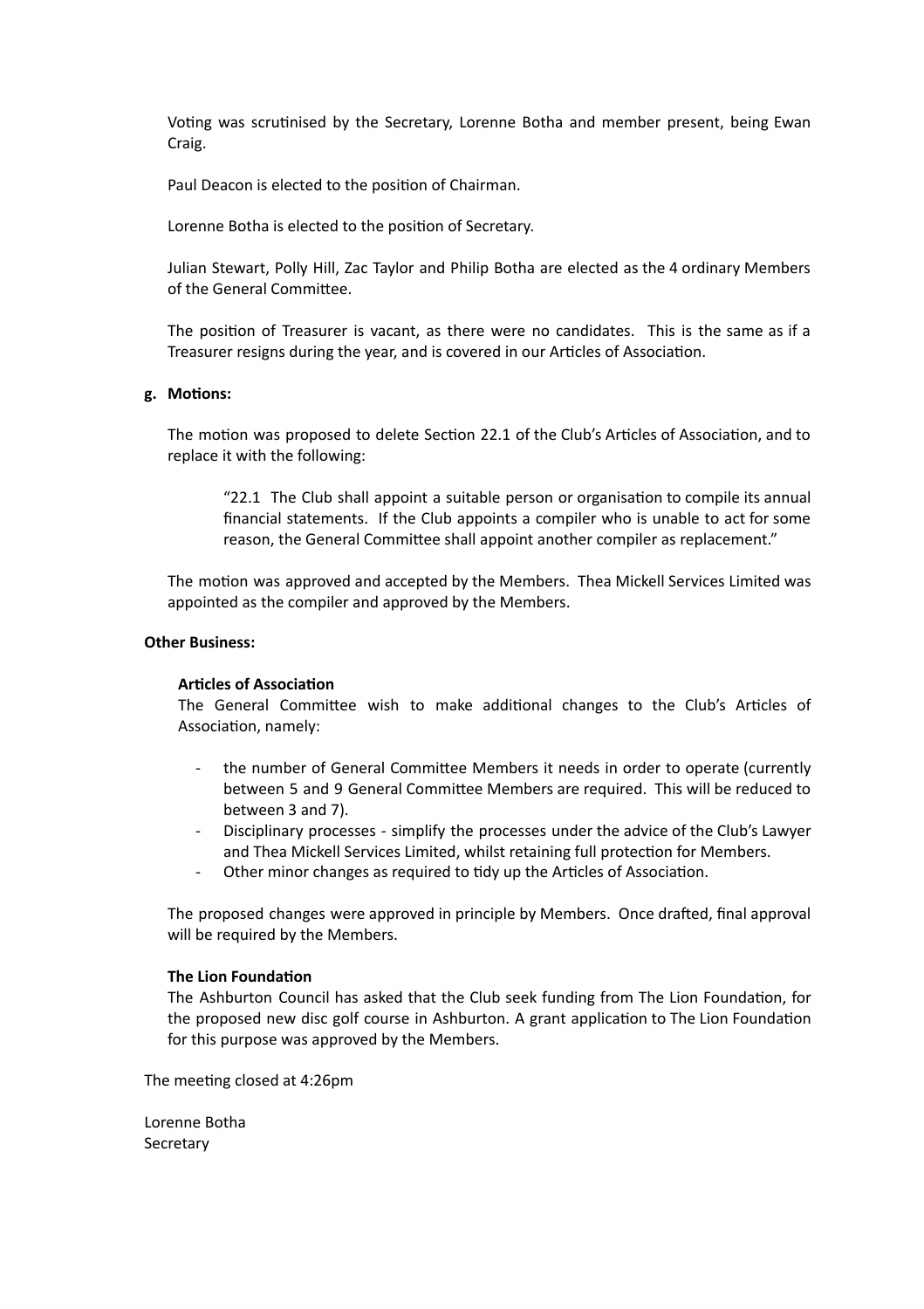Voting was scrutinised by the Secretary, Lorenne Botha and member present, being Ewan Craig.

Paul Deacon is elected to the position of Chairman.

Lorenne Botha is elected to the position of Secretary.

Julian Stewart, Polly Hill, Zac Taylor and Philip Botha are elected as the 4 ordinary Members of the General Committee.

The position of Treasurer is vacant, as there were no candidates. This is the same as if a Treasurer resigns during the year, and is covered in our Articles of Association.

**g. Motions:**

The motion was proposed to delete Section 22.1 of the Club's Articles of Association, and to replace it with the following:

> "22.1 The Club shall appoint a suitable person or organisation to compile its annual financial statements. If the Club appoints a compiler who is unable to act for some reason, the General Committee shall appoint another compiler as replacement."

The motion was approved and accepted by the Members. Thea Mickell Services Limited was appointed as the compiler and approved by the Members.

**Other Business:**

**Articles of Association**
The General Committee wish to make additional changes to the Club's Articles of Association, namely:

- the number of General Committee Members it needs in order to operate (currently between 5 and 9 General Committee Members are required. This will be reduced to between 3 and 7).
- Disciplinary processes - simplify the processes under the advice of the Club's Lawyer and Thea Mickell Services Limited, whilst retaining full protection for Members.
- Other minor changes as required to tidy up the Articles of Association.

The proposed changes were approved in principle by Members. Once drafted, final approval will be required by the Members.

**The Lion Foundation**
The Ashburton Council has asked that the Club seek funding from The Lion Foundation, for the proposed new disc golf course in Ashburton. A grant application to The Lion Foundation for this purpose was approved by the Members.

The meeting closed at 4:26pm

Lorenne Botha
Secretary